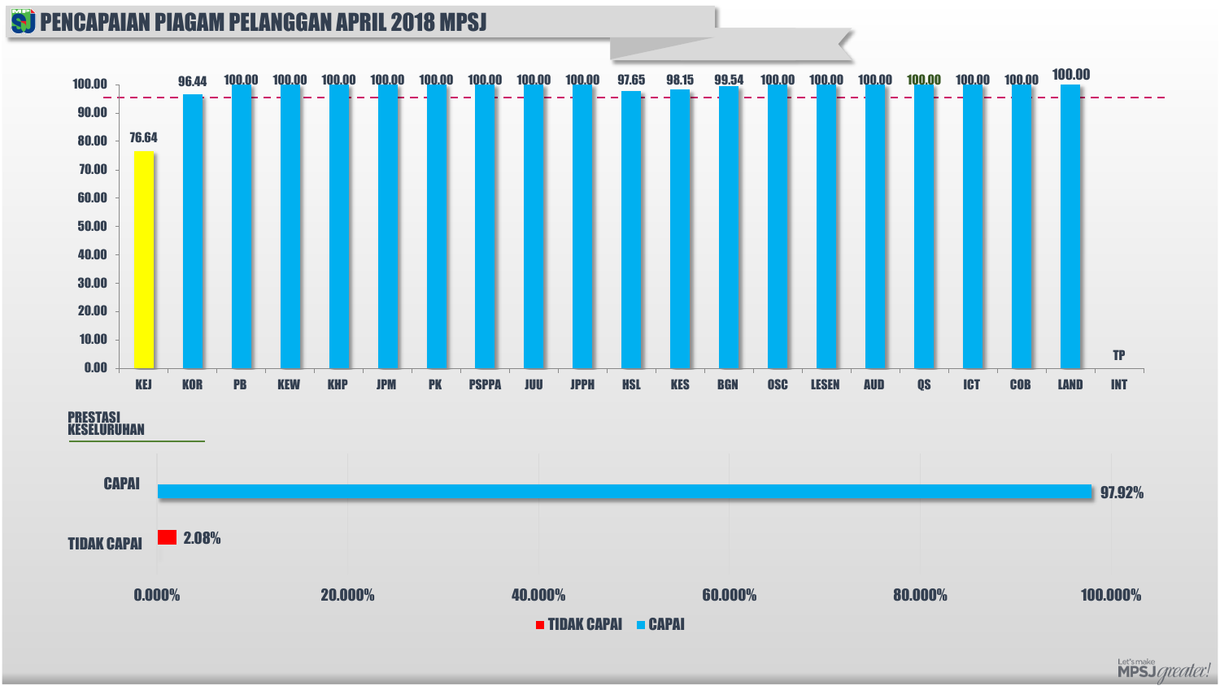# PENCAPAIAN PIAGAM PELANGGAN APRIL 2018 MPSJ

| Jabatan | Pencapaian |
|---|---|
| KEJ | 76.64 |
| KOR | 96.44 |
| PB | 100.00 |
| KEW | 100.00 |
| KHP | 100.00 |
| JPM | 100.00 |
| PK | 100.00 |
| PSPPA | 100.00 |
| JUU | 100.00 |
| JPPH | 100.00 |
| HSL | 97.65 |
| KES | 98.15 |
| BGN | 99.54 |
| OSC | 100.00 |
| LESEN | 100.00 |
| AUD | 100.00 |
| QS | 100.00 |
| ICT | 100.00 |
| COB | 100.00 |
| LAND | 100.00 |
| INT | TP |

## PRESTASI KESELURUHAN

| Kategori | Peratus |
|---|---|
| CAPAI | 97.92% |
| TIDAK CAPAI | 2.08% |

Let's make MPSJ greater!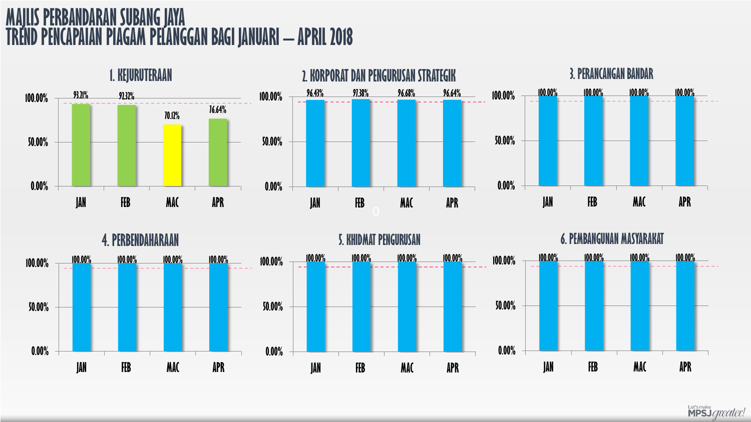# MAJLIS PERBANDARAN SUBANG JAYA
# TREND PENCAPAIAN PIAGAM PELANGGAN BAGI JANUARI – APRIL 2018

### 1. KEJURUTERAAN

| | JAN | FEB | MAC | APR |
|---|---|---|---|---|
| Pencapaian | 93.21% | 92.32% | 70.12% | 76.64% |

### 2. KORPORAT DAN PENGURUSAN STRATEGIK

| | JAN | FEB | MAC | APR |
|---|---|---|---|---|
| Pencapaian | 96.43% | 97.38% | 96.68% | 96.64% |

### 3. PERANCANGAN BANDAR

| | JAN | FEB | MAC | APR |
|---|---|---|---|---|
| Pencapaian | 100.00% | 100.00% | 100.00% | 100.00% |

### 4. PERBENDAHARAAN

| | JAN | FEB | MAC | APR |
|---|---|---|---|---|
| Pencapaian | 100.00% | 100.00% | 100.00% | 100.00% |

### 5. KHIDMAT PENGURUSAN

| | JAN | FEB | MAC | APR |
|---|---|---|---|---|
| Pencapaian | 100.00% | 100.00% | 100.00% | 100.00% |

### 6. PEMBANGUNAN MASYARAKAT

| | JAN | FEB | MAC | APR |
|---|---|---|---|---|
| Pencapaian | 100.00% | 100.00% | 100.00% | 100.00% |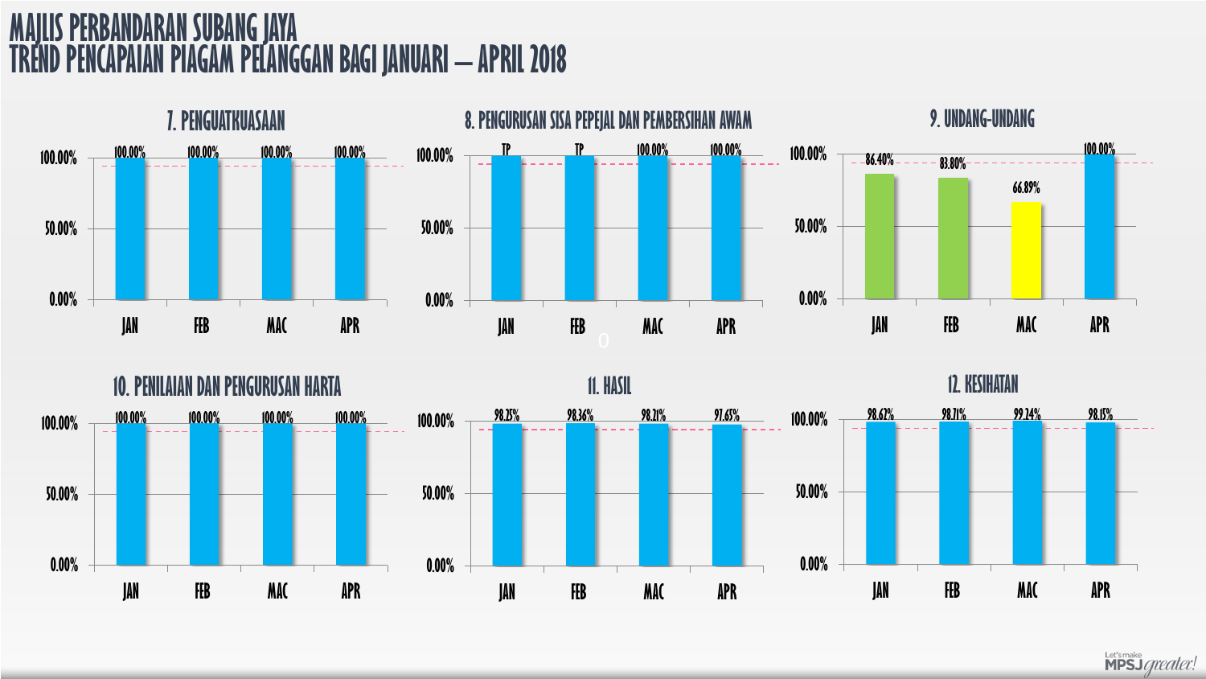# MAJLIS PERBANDARAN SUBANG JAYA
# TREND PENCAPAIAN PIAGAM PELANGGAN BAGI JANUARI – APRIL 2018

### 7. PENGUATKUASAAN

| | JAN | FEB | MAC | APR |
|---|---|---|---|---|
| Pencapaian | 100.00% | 100.00% | 100.00% | 100.00% |

### 8. PENGURUSAN SISA PEPEJAL DAN PEMBERSIHAN AWAM

| | JAN | FEB | MAC | APR |
|---|---|---|---|---|
| Pencapaian | TP | TP | 100.00% | 100.00% |

### 9. UNDANG-UNDANG

| | JAN | FEB | MAC | APR |
|---|---|---|---|---|
| Pencapaian | 86.40% | 83.80% | 66.89% | 100.00% |

### 10. PENILAIAN DAN PENGURUSAN HARTA

| | JAN | FEB | MAC | APR |
|---|---|---|---|---|
| Pencapaian | 100.00% | 100.00% | 100.00% | 100.00% |

### 11. HASIL

| | JAN | FEB | MAC | APR |
|---|---|---|---|---|
| Pencapaian | 98.25% | 98.36% | 98.21% | 97.65% |

### 12. KESIHATAN

| | JAN | FEB | MAC | APR |
|---|---|---|---|---|
| Pencapaian | 98.62% | 98.71% | 99.24% | 98.15% |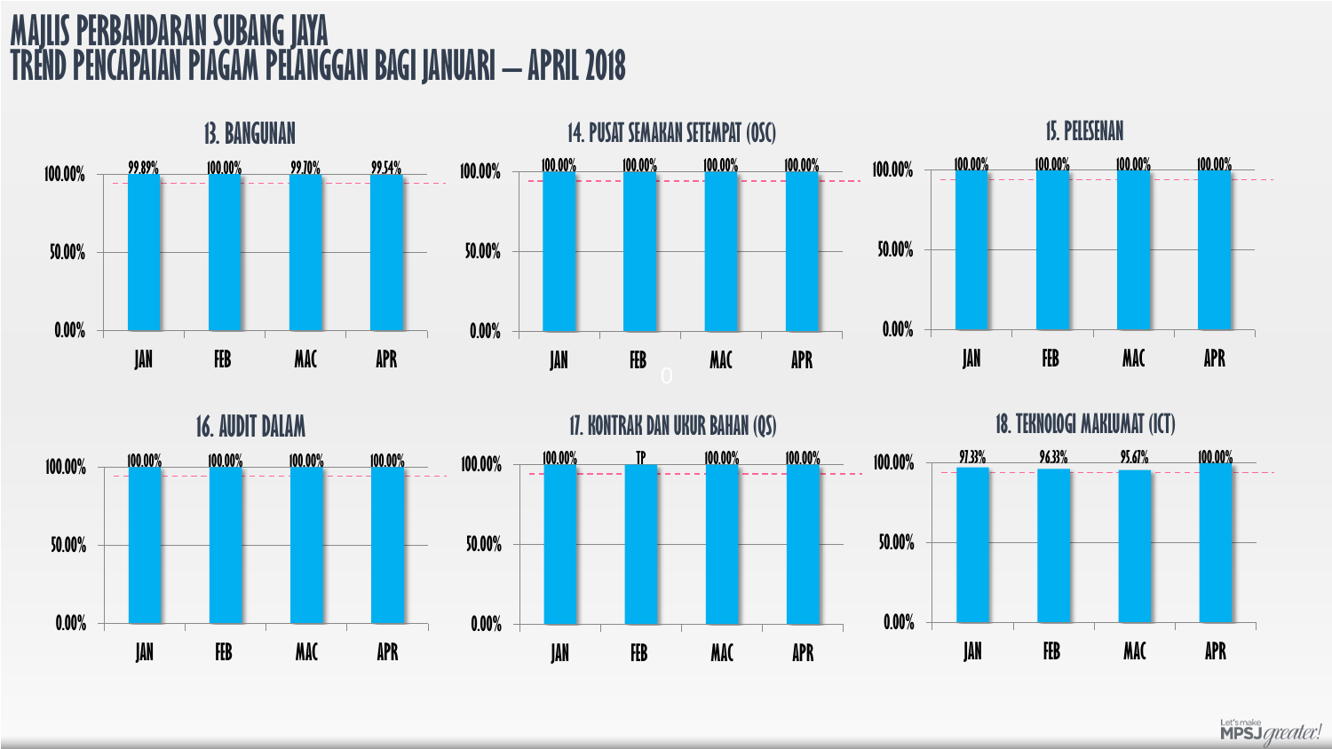# MAJLIS PERBANDARAN SUBANG JAYA
# TREND PENCAPAIAN PIAGAM PELANGGAN BAGI JANUARI – APRIL 2018

### 13. BANGUNAN

| | JAN | FEB | MAC | APR |
|---|---|---|---|---|
| Pencapaian | 99.89% | 100.00% | 99.70% | 99.54% |

### 14. PUSAT SEMAKAN SETEMPAT (OSC)

| | JAN | FEB | MAC | APR |
|---|---|---|---|---|
| Pencapaian | 100.00% | 100.00% | 100.00% | 100.00% |

### 15. PELESENAN

| | JAN | FEB | MAC | APR |
|---|---|---|---|---|
| Pencapaian | 100.00% | 100.00% | 100.00% | 100.00% |

### 16. AUDIT DALAM

| | JAN | FEB | MAC | APR |
|---|---|---|---|---|
| Pencapaian | 100.00% | 100.00% | 100.00% | 100.00% |

### 17. KONTRAK DAN UKUR BAHAN (QS)

| | JAN | FEB | MAC | APR |
|---|---|---|---|---|
| Pencapaian | 100.00% | TP | 100.00% | 100.00% |

### 18. TEKNOLOGI MAKLUMAT (ICT)

| | JAN | FEB | MAC | APR |
|---|---|---|---|---|
| Pencapaian | 97.33% | 96.33% | 95.67% | 100.00% |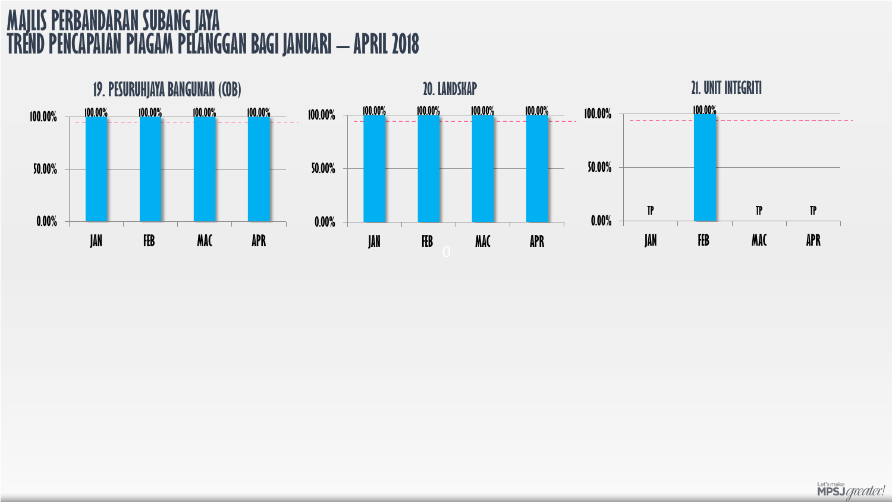# MAJLIS PERBANDARAN SUBANG JAYA
# TREND PENCAPAIAN PIAGAM PELANGGAN BAGI JANUARI – APRIL 2018

## 19. PESURUHJAYA BANGUNAN (COB)

100.00%
50.00%
0.00%

100.00% 100.00% 100.00% 100.00%

JAN FEB MAC APR

## 20. LANDSKAP

100.00%
50.00%
0.00%

100.00% 100.00% 100.00% 100.00%

JAN FEB MAC APR

0

## 21. UNIT INTEGRITI

100.00%
50.00%
0.00%

TP 100.00% TP TP

JAN FEB MAC APR

Let's make MPSJ greater!